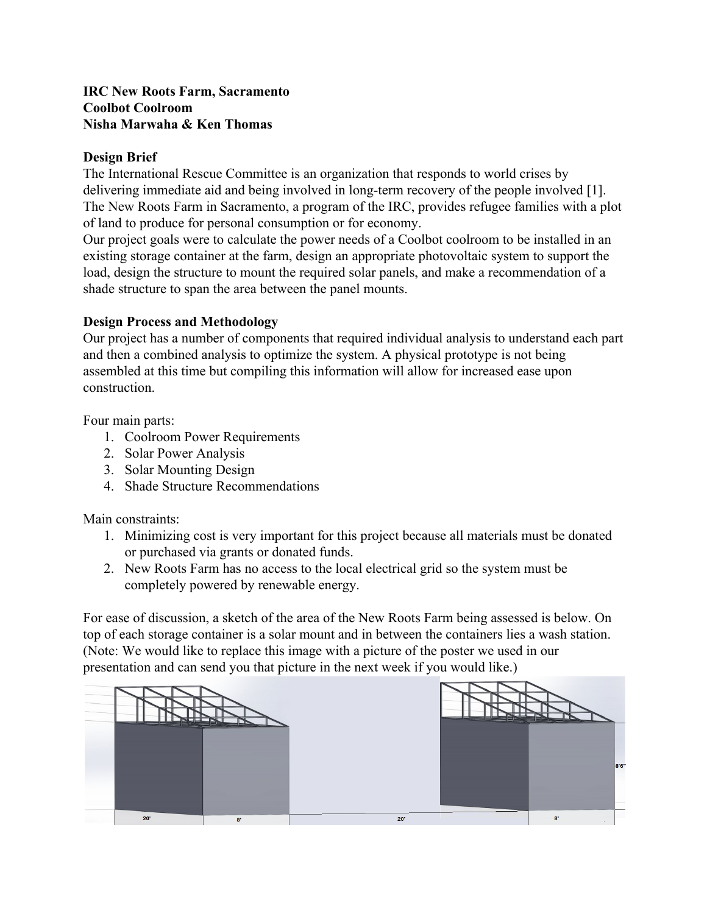**IRC New Roots Farm, Sacramento**
**Coolbot Coolroom**
**Nisha Marwaha & Ken Thomas**

## Design Brief

The International Rescue Committee is an organization that responds to world crises by delivering immediate aid and being involved in long-term recovery of the people involved [1]. The New Roots Farm in Sacramento, a program of the IRC, provides refugee families with a plot of land to produce for personal consumption or for economy.

Our project goals were to calculate the power needs of a Coolbot coolroom to be installed in an existing storage container at the farm, design an appropriate photovoltaic system to support the load, design the structure to mount the required solar panels, and make a recommendation of a shade structure to span the area between the panel mounts.

## Design Process and Methodology

Our project has a number of components that required individual analysis to understand each part and then a combined analysis to optimize the system. A physical prototype is not being assembled at this time but compiling this information will allow for increased ease upon construction.

Four main parts:

1. Coolroom Power Requirements
2. Solar Power Analysis
3. Solar Mounting Design
4. Shade Structure Recommendations

Main constraints:

1. Minimizing cost is very important for this project because all materials must be donated or purchased via grants or donated funds.
2. New Roots Farm has no access to the local electrical grid so the system must be completely powered by renewable energy.

For ease of discussion, a sketch of the area of the New Roots Farm being assessed is below. On top of each storage container is a solar mount and in between the containers lies a wash station. (Note: We would like to replace this image with a picture of the poster we used in our presentation and can send you that picture in the next week if you would like.)

20'   8'   20'   8'   8'6"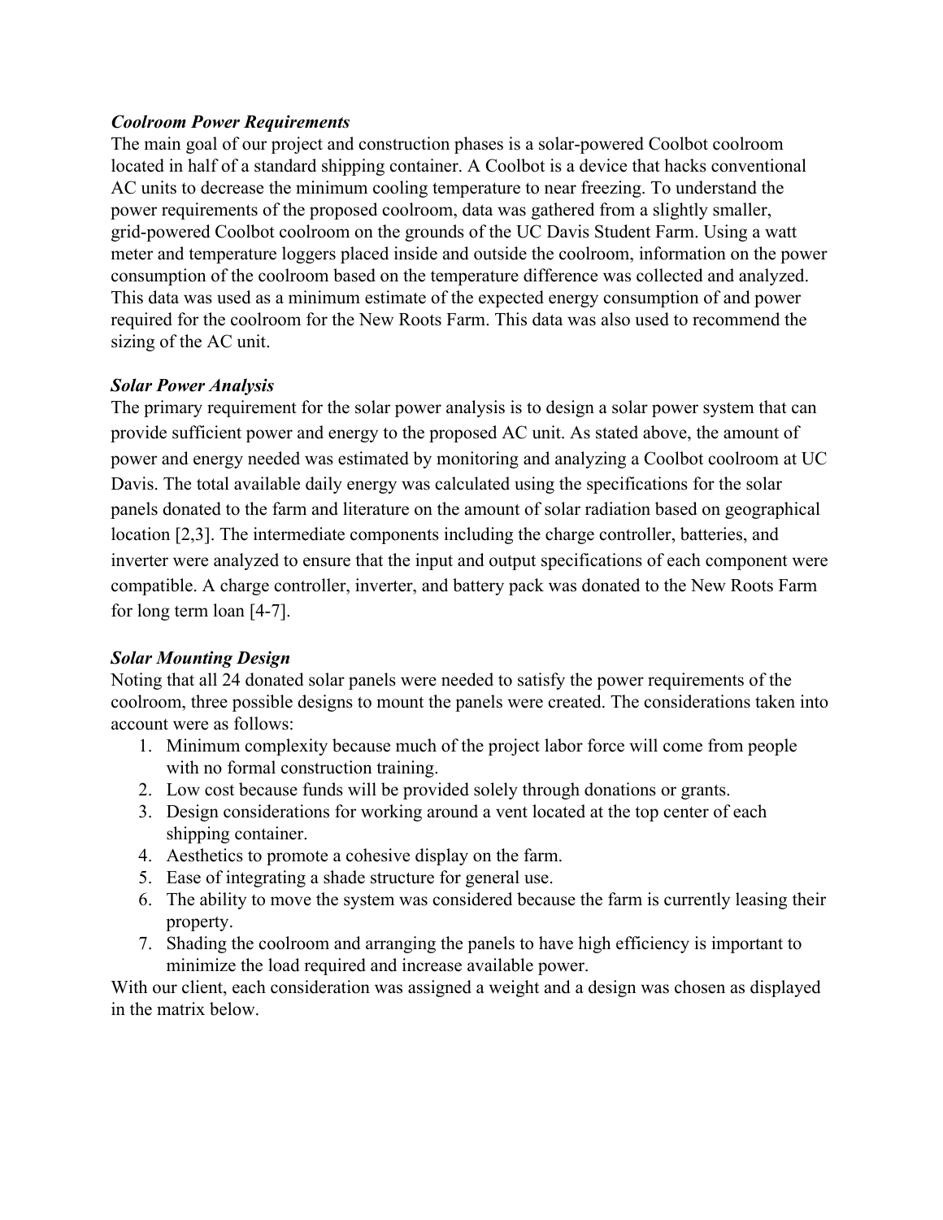***Coolroom Power Requirements***

The main goal of our project and construction phases is a solar-powered Coolbot coolroom located in half of a standard shipping container. A Coolbot is a device that hacks conventional AC units to decrease the minimum cooling temperature to near freezing. To understand the power requirements of the proposed coolroom, data was gathered from a slightly smaller, grid-powered Coolbot coolroom on the grounds of the UC Davis Student Farm. Using a watt meter and temperature loggers placed inside and outside the coolroom, information on the power consumption of the coolroom based on the temperature difference was collected and analyzed. This data was used as a minimum estimate of the expected energy consumption of and power required for the coolroom for the New Roots Farm. This data was also used to recommend the sizing of the AC unit.

***Solar Power Analysis***

The primary requirement for the solar power analysis is to design a solar power system that can provide sufficient power and energy to the proposed AC unit. As stated above, the amount of power and energy needed was estimated by monitoring and analyzing a Coolbot coolroom at UC Davis. The total available daily energy was calculated using the specifications for the solar panels donated to the farm and literature on the amount of solar radiation based on geographical location [2,3]. The intermediate components including the charge controller, batteries, and inverter were analyzed to ensure that the input and output specifications of each component were compatible. A charge controller, inverter, and battery pack was donated to the New Roots Farm for long term loan [4-7].

***Solar Mounting Design***

Noting that all 24 donated solar panels were needed to satisfy the power requirements of the coolroom, three possible designs to mount the panels were created. The considerations taken into account were as follows:

1. Minimum complexity because much of the project labor force will come from people with no formal construction training.
2. Low cost because funds will be provided solely through donations or grants.
3. Design considerations for working around a vent located at the top center of each shipping container.
4. Aesthetics to promote a cohesive display on the farm.
5. Ease of integrating a shade structure for general use.
6. The ability to move the system was considered because the farm is currently leasing their property.
7. Shading the coolroom and arranging the panels to have high efficiency is important to minimize the load required and increase available power.

With our client, each consideration was assigned a weight and a design was chosen as displayed in the matrix below.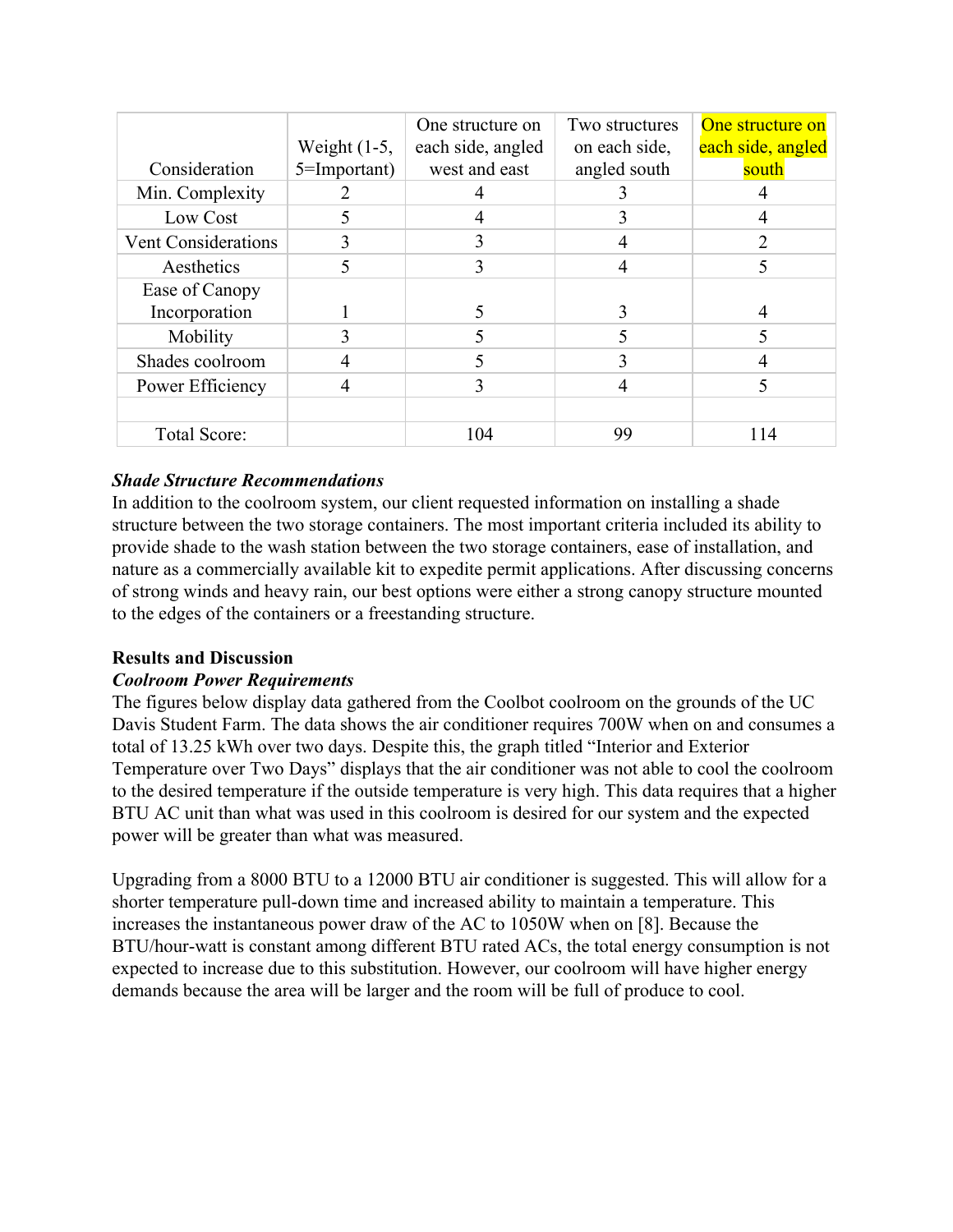| Consideration | Weight (1-5, 5=Important) | One structure on each side, angled west and east | Two structures on each side, angled south | One structure on each side, angled south |
|---|---|---|---|---|
| Min. Complexity | 2 | 4 | 3 | 4 |
| Low Cost | 5 | 4 | 3 | 4 |
| Vent Considerations | 3 | 3 | 4 | 2 |
| Aesthetics | 5 | 3 | 4 | 5 |
| Ease of Canopy Incorporation | 1 | 5 | 3 | 4 |
| Mobility | 3 | 5 | 5 | 5 |
| Shades coolroom | 4 | 5 | 3 | 4 |
| Power Efficiency | 4 | 3 | 4 | 5 |
| | | | | |
| Total Score: | | 104 | 99 | 114 |

***Shade Structure Recommendations***

In addition to the coolroom system, our client requested information on installing a shade structure between the two storage containers. The most important criteria included its ability to provide shade to the wash station between the two storage containers, ease of installation, and nature as a commercially available kit to expedite permit applications. After discussing concerns of strong winds and heavy rain, our best options were either a strong canopy structure mounted to the edges of the containers or a freestanding structure.

**Results and Discussion**

***Coolroom Power Requirements***

The figures below display data gathered from the Coolbot coolroom on the grounds of the UC Davis Student Farm. The data shows the air conditioner requires 700W when on and consumes a total of 13.25 kWh over two days. Despite this, the graph titled "Interior and Exterior Temperature over Two Days" displays that the air conditioner was not able to cool the coolroom to the desired temperature if the outside temperature is very high. This data requires that a higher BTU AC unit than what was used in this coolroom is desired for our system and the expected power will be greater than what was measured.

Upgrading from a 8000 BTU to a 12000 BTU air conditioner is suggested. This will allow for a shorter temperature pull-down time and increased ability to maintain a temperature. This increases the instantaneous power draw of the AC to 1050W when on [8]. Because the BTU/hour-watt is constant among different BTU rated ACs, the total energy consumption is not expected to increase due to this substitution. However, our coolroom will have higher energy demands because the area will be larger and the room will be full of produce to cool.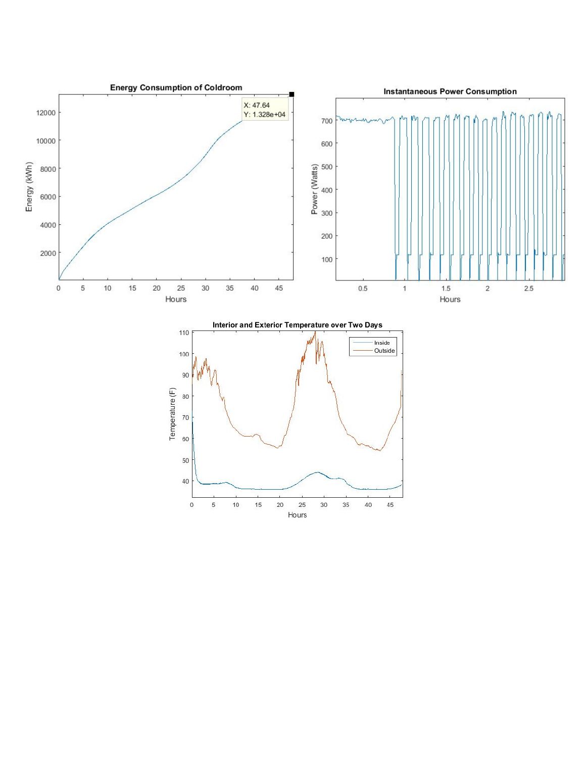**Energy Consumption of Coldroom**

**Instantaneous Power Consumption**

**Interior and Exterior Temperature over Two Days**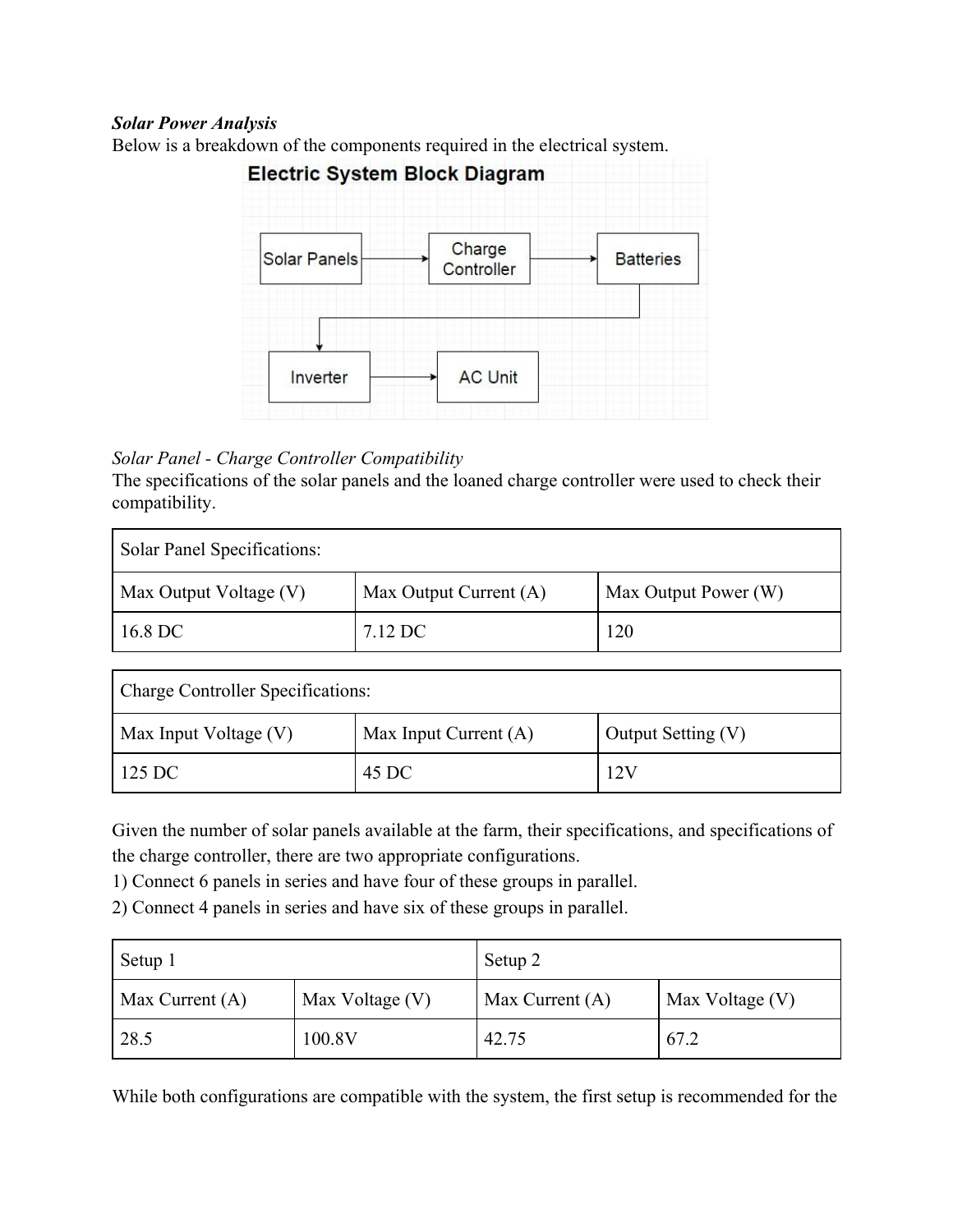***Solar Power Analysis***

Below is a breakdown of the components required in the electrical system.

*Solar Panel - Charge Controller Compatibility*

The specifications of the solar panels and the loaned charge controller were used to check their compatibility.

| Solar Panel Specifications: | | |
|---|---|---|
| Max Output Voltage (V) | Max Output Current (A) | Max Output Power (W) |
| 16.8 DC | 7.12 DC | 120 |

| Charge Controller Specifications: | | |
|---|---|---|
| Max Input Voltage (V) | Max Input Current (A) | Output Setting (V) |
| 125 DC | 45 DC | 12V |

Given the number of solar panels available at the farm, their specifications, and specifications of the charge controller, there are two appropriate configurations.

1) Connect 6 panels in series and have four of these groups in parallel.
2) Connect 4 panels in series and have six of these groups in parallel.

| Setup 1 | | Setup 2 | |
|---|---|---|---|
| Max Current (A) | Max Voltage (V) | Max Current (A) | Max Voltage (V) |
| 28.5 | 100.8V | 42.75 | 67.2 |

While both configurations are compatible with the system, the first setup is recommended for the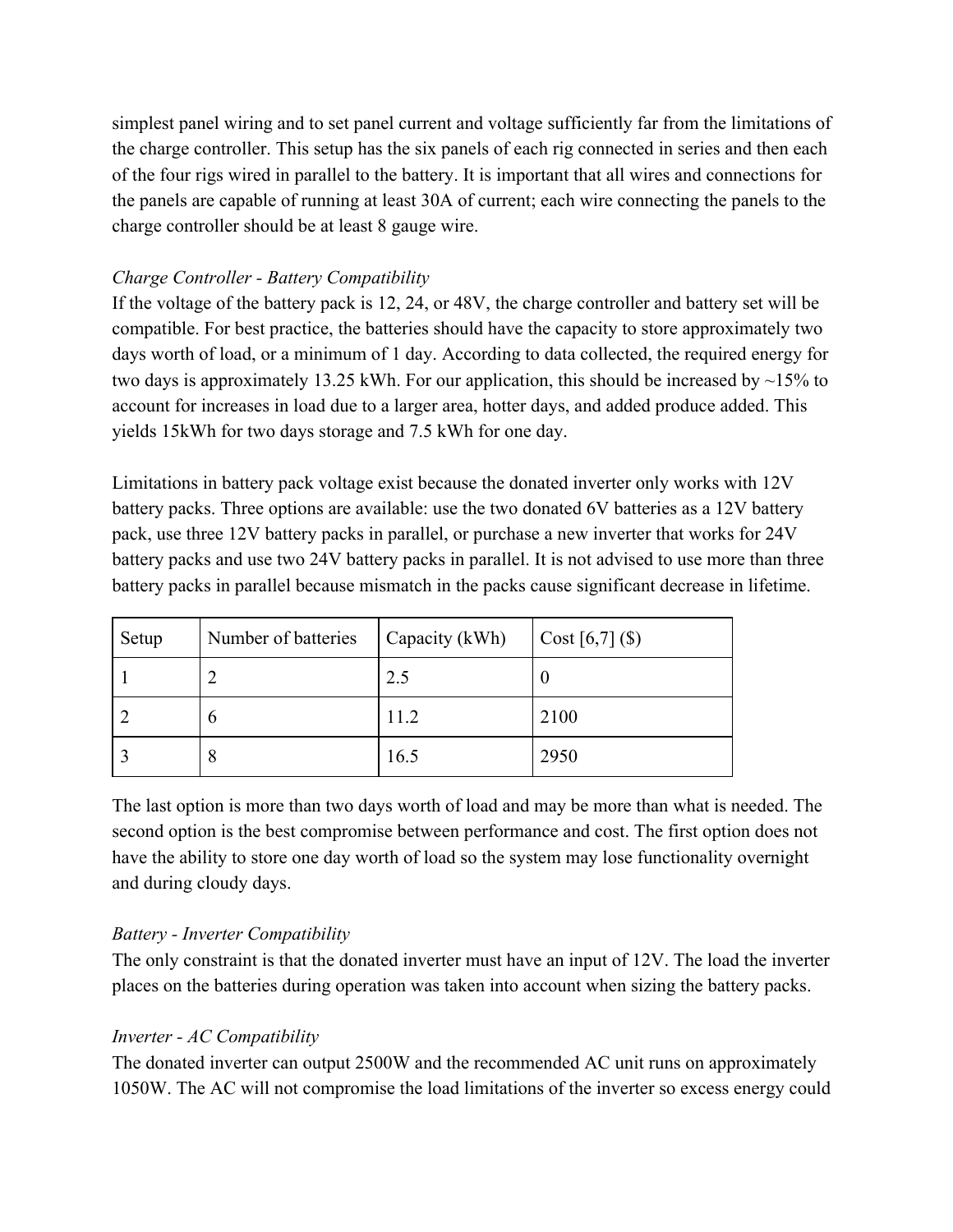simplest panel wiring and to set panel current and voltage sufficiently far from the limitations of the charge controller. This setup has the six panels of each rig connected in series and then each of the four rigs wired in parallel to the battery. It is important that all wires and connections for the panels are capable of running at least 30A of current; each wire connecting the panels to the charge controller should be at least 8 gauge wire.

*Charge Controller - Battery Compatibility*

If the voltage of the battery pack is 12, 24, or 48V, the charge controller and battery set will be compatible. For best practice, the batteries should have the capacity to store approximately two days worth of load, or a minimum of 1 day. According to data collected, the required energy for two days is approximately 13.25 kWh. For our application, this should be increased by ~15% to account for increases in load due to a larger area, hotter days, and added produce added. This yields 15kWh for two days storage and 7.5 kWh for one day.

Limitations in battery pack voltage exist because the donated inverter only works with 12V battery packs. Three options are available: use the two donated 6V batteries as a 12V battery pack, use three 12V battery packs in parallel, or purchase a new inverter that works for 24V battery packs and use two 24V battery packs in parallel. It is not advised to use more than three battery packs in parallel because mismatch in the packs cause significant decrease in lifetime.

| Setup | Number of batteries | Capacity (kWh) | Cost [6,7] ($) |
| --- | --- | --- | --- |
| 1 | 2 | 2.5 | 0 |
| 2 | 6 | 11.2 | 2100 |
| 3 | 8 | 16.5 | 2950 |

The last option is more than two days worth of load and may be more than what is needed. The second option is the best compromise between performance and cost. The first option does not have the ability to store one day worth of load so the system may lose functionality overnight and during cloudy days.

*Battery - Inverter Compatibility*

The only constraint is that the donated inverter must have an input of 12V. The load the inverter places on the batteries during operation was taken into account when sizing the battery packs.

*Inverter - AC Compatibility*

The donated inverter can output 2500W and the recommended AC unit runs on approximately 1050W. The AC will not compromise the load limitations of the inverter so excess energy could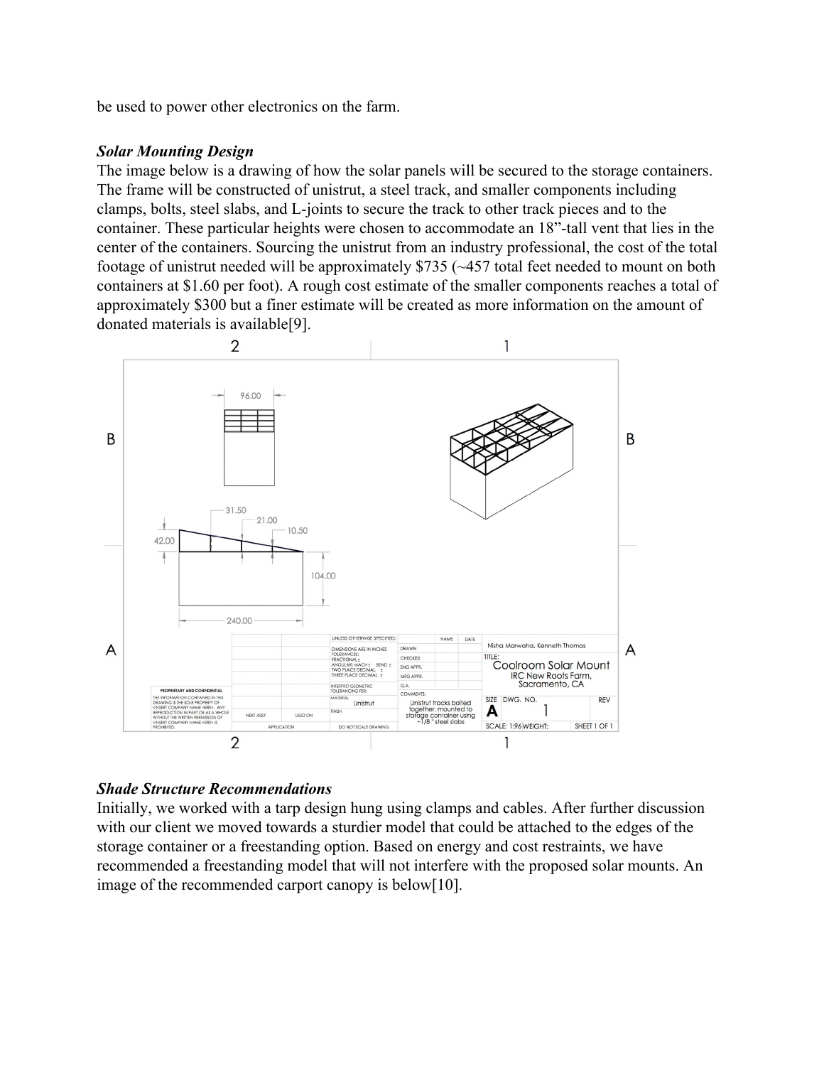be used to power other electronics on the farm.

***Solar Mounting Design***

The image below is a drawing of how the solar panels will be secured to the storage containers. The frame will be constructed of unistrut, a steel track, and smaller components including clamps, bolts, steel slabs, and L-joints to secure the track to other track pieces and to the container. These particular heights were chosen to accommodate an 18"-tall vent that lies in the center of the containers. Sourcing the unistrut from an industry professional, the cost of the total footage of unistrut needed will be approximately $735 (~457 total feet needed to mount on both containers at $1.60 per foot). A rough cost estimate of the smaller components reaches a total of approximately $300 but a finer estimate will be created as more information on the amount of donated materials is available[9].

***Shade Structure Recommendations***

Initially, we worked with a tarp design hung using clamps and cables. After further discussion with our client we moved towards a sturdier model that could be attached to the edges of the storage container or a freestanding option. Based on energy and cost restraints, we have recommended a freestanding model that will not interfere with the proposed solar mounts. An image of the recommended carport canopy is below[10].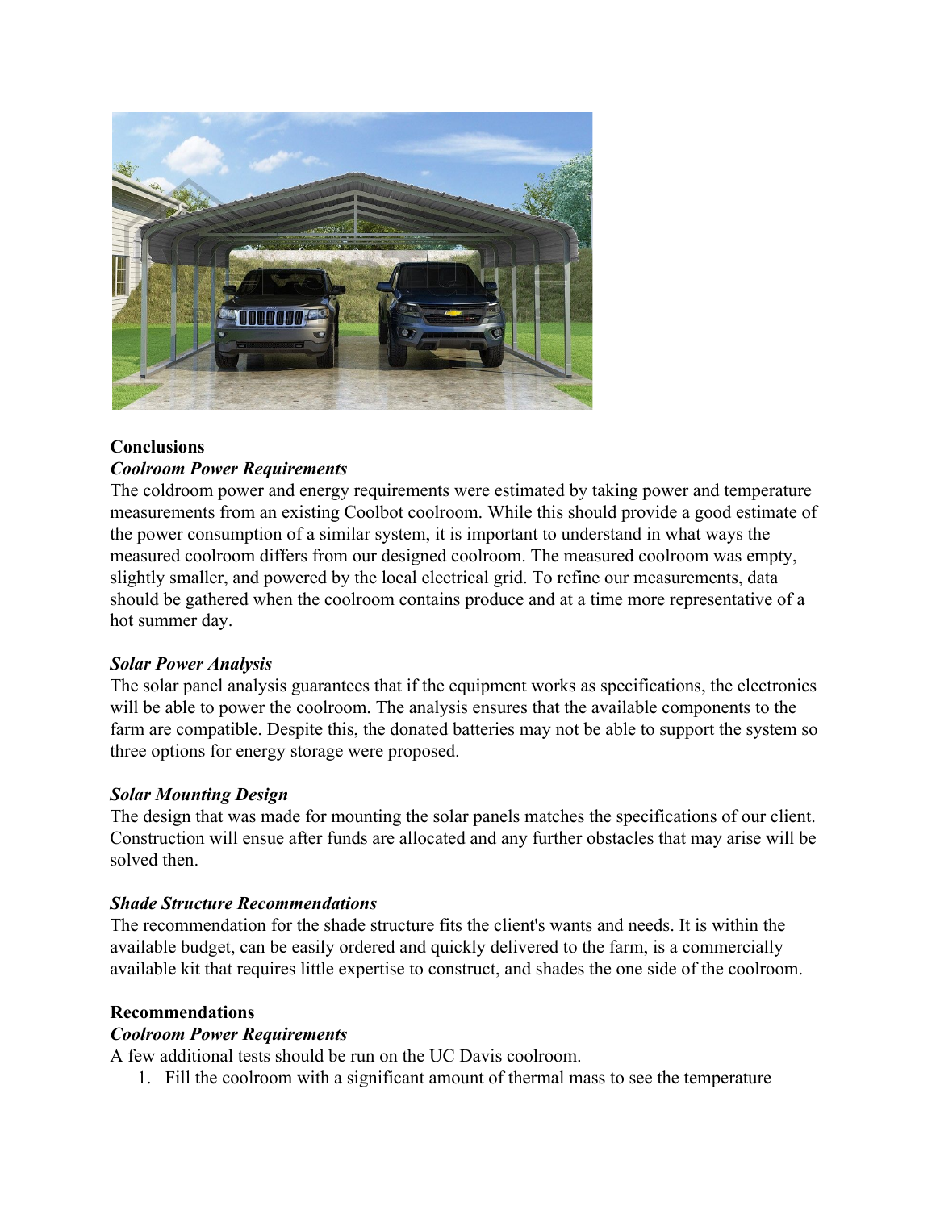## Conclusions

### *Coolroom Power Requirements*

The coldroom power and energy requirements were estimated by taking power and temperature measurements from an existing Coolbot coolroom. While this should provide a good estimate of the power consumption of a similar system, it is important to understand in what ways the measured coolroom differs from our designed coolroom. The measured coolroom was empty, slightly smaller, and powered by the local electrical grid. To refine our measurements, data should be gathered when the coolroom contains produce and at a time more representative of a hot summer day.

### *Solar Power Analysis*

The solar panel analysis guarantees that if the equipment works as specifications, the electronics will be able to power the coolroom. The analysis ensures that the available components to the farm are compatible. Despite this, the donated batteries may not be able to support the system so three options for energy storage were proposed.

### *Solar Mounting Design*

The design that was made for mounting the solar panels matches the specifications of our client. Construction will ensue after funds are allocated and any further obstacles that may arise will be solved then.

### *Shade Structure Recommendations*

The recommendation for the shade structure fits the client's wants and needs. It is within the available budget, can be easily ordered and quickly delivered to the farm, is a commercially available kit that requires little expertise to construct, and shades the one side of the coolroom.

## Recommendations

### *Coolroom Power Requirements*

A few additional tests should be run on the UC Davis coolroom.

1. Fill the coolroom with a significant amount of thermal mass to see the temperature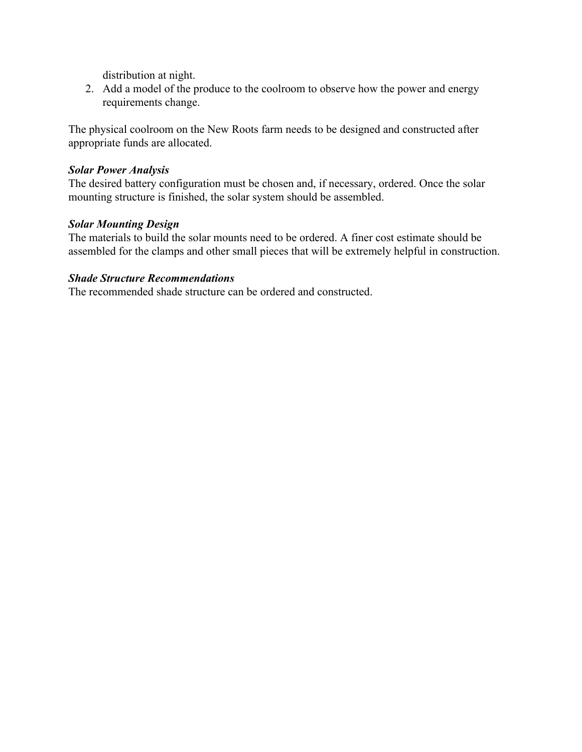distribution at night.

2. Add a model of the produce to the coolroom to observe how the power and energy requirements change.

The physical coolroom on the New Roots farm needs to be designed and constructed after appropriate funds are allocated.

***Solar Power Analysis***
The desired battery configuration must be chosen and, if necessary, ordered. Once the solar mounting structure is finished, the solar system should be assembled.

***Solar Mounting Design***
The materials to build the solar mounts need to be ordered. A finer cost estimate should be assembled for the clamps and other small pieces that will be extremely helpful in construction.

***Shade Structure Recommendations***
The recommended shade structure can be ordered and constructed.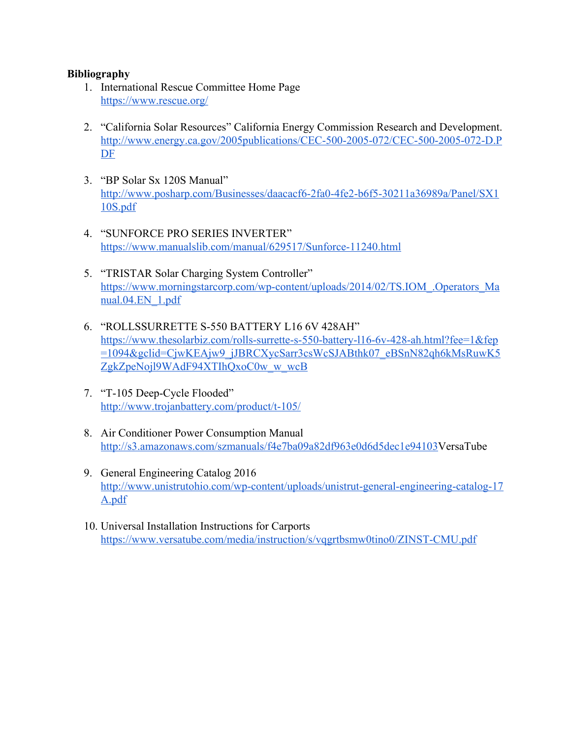**Bibliography**

1. International Rescue Committee Home Page
   https://www.rescue.org/

2. “California Solar Resources” California Energy Commission Research and Development.
   http://www.energy.ca.gov/2005publications/CEC-500-2005-072/CEC-500-2005-072-D.PDF

3. “BP Solar Sx 120S Manual”
   http://www.posharp.com/Businesses/daacacf6-2fa0-4fe2-b6f5-30211a36989a/Panel/SX110S.pdf

4. “SUNFORCE PRO SERIES INVERTER”
   https://www.manualslib.com/manual/629517/Sunforce-11240.html

5. “TRISTAR Solar Charging System Controller”
   https://www.morningstarcorp.com/wp-content/uploads/2014/02/TS.IOM_.Operators_Manual.04.EN_1.pdf

6. “ROLLSSURRETTE S-550 BATTERY L16 6V 428AH”
   https://www.thesolarbiz.com/rolls-surrette-s-550-battery-l16-6v-428-ah.html?fee=1&fep=1094&gclid=CjwKEAjw9_jJBRCXycSarr3csWcSJABthk07_eBSnN82qh6kMsRuwK5ZgkZpeNojl9WAdF94XTIhQxoC0w_w_wcB

7. “T-105 Deep-Cycle Flooded”
   http://www.trojanbattery.com/product/t-105/

8. Air Conditioner Power Consumption Manual
   http://s3.amazonaws.com/szmanuals/f4e7ba09a82df963e0d6d5dec1e94103VersaTube

9. General Engineering Catalog 2016
   http://www.unistrutohio.com/wp-content/uploads/unistrut-general-engineering-catalog-17A.pdf

10. Universal Installation Instructions for Carports
    https://www.versatube.com/media/instruction/s/vqgrtbsmw0tino0/ZINST-CMU.pdf